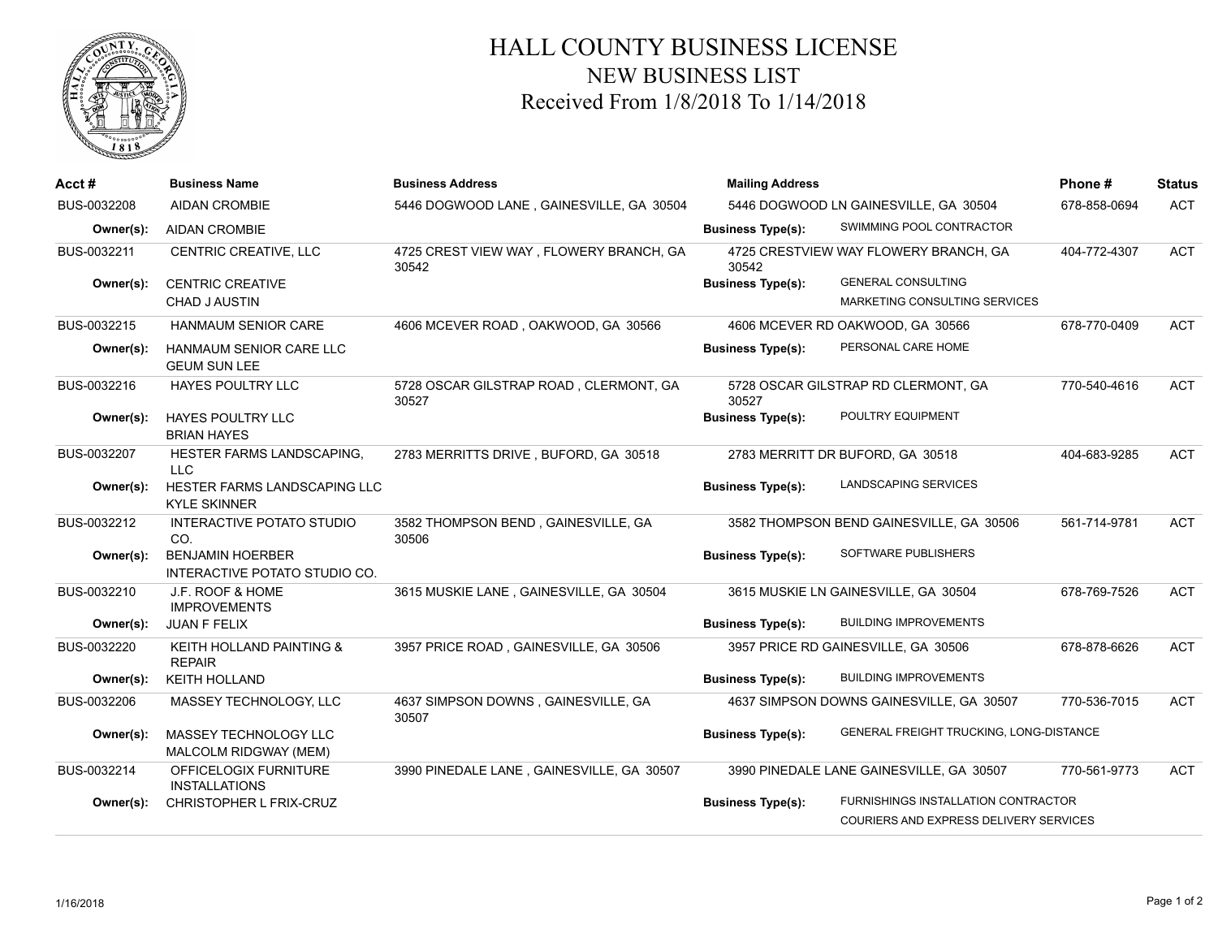# HALL COUNTY BUSINESS LICENSE

## NEW BUSINESS LIST

### Received From 1/8/2018 To 1/14/2018

| Acct # | Business Name | Business Address | Mailing Address | | Phone # | Status |
|---|---|---|---|---|---|---|
| BUS-0032208 | AIDAN CROMBIE | 5446 DOGWOOD LANE , GAINESVILLE, GA 30504 | 5446 DOGWOOD LN GAINESVILLE, GA 30504 | | 678-858-0694 | ACT |
| **Owner(s):** | AIDAN CROMBIE | | **Business Type(s):** | SWIMMING POOL CONTRACTOR | | |
| BUS-0032211 | CENTRIC CREATIVE, LLC | 4725 CREST VIEW WAY , FLOWERY BRANCH, GA 30542 | 4725 CRESTVIEW WAY FLOWERY BRANCH, GA 30542 | | 404-772-4307 | ACT |
| **Owner(s):** | CENTRIC CREATIVE<br>CHAD J AUSTIN | | **Business Type(s):** | GENERAL CONSULTING<br>MARKETING CONSULTING SERVICES | | |
| BUS-0032215 | HANMAUM SENIOR CARE | 4606 MCEVER ROAD , OAKWOOD, GA 30566 | 4606 MCEVER RD OAKWOOD, GA 30566 | | 678-770-0409 | ACT |
| **Owner(s):** | HANMAUM SENIOR CARE LLC<br>GEUM SUN LEE | | **Business Type(s):** | PERSONAL CARE HOME | | |
| BUS-0032216 | HAYES POULTRY LLC | 5728 OSCAR GILSTRAP ROAD , CLERMONT, GA 30527 | 5728 OSCAR GILSTRAP RD CLERMONT, GA 30527 | | 770-540-4616 | ACT |
| **Owner(s):** | HAYES POULTRY LLC<br>BRIAN HAYES | | **Business Type(s):** | POULTRY EQUIPMENT | | |
| BUS-0032207 | HESTER FARMS LANDSCAPING, LLC | 2783 MERRITTS DRIVE , BUFORD, GA 30518 | 2783 MERRITT DR BUFORD, GA 30518 | | 404-683-9285 | ACT |
| **Owner(s):** | HESTER FARMS LANDSCAPING LLC<br>KYLE SKINNER | | **Business Type(s):** | LANDSCAPING SERVICES | | |
| BUS-0032212 | INTERACTIVE POTATO STUDIO CO. | 3582 THOMPSON BEND , GAINESVILLE, GA 30506 | 3582 THOMPSON BEND GAINESVILLE, GA 30506 | | 561-714-9781 | ACT |
| **Owner(s):** | BENJAMIN HOERBER<br>INTERACTIVE POTATO STUDIO CO. | | **Business Type(s):** | SOFTWARE PUBLISHERS | | |
| BUS-0032210 | J.F. ROOF & HOME IMPROVEMENTS | 3615 MUSKIE LANE , GAINESVILLE, GA 30504 | 3615 MUSKIE LN GAINESVILLE, GA 30504 | | 678-769-7526 | ACT |
| **Owner(s):** | JUAN F FELIX | | **Business Type(s):** | BUILDING IMPROVEMENTS | | |
| BUS-0032220 | KEITH HOLLAND PAINTING & REPAIR | 3957 PRICE ROAD , GAINESVILLE, GA 30506 | 3957 PRICE RD GAINESVILLE, GA 30506 | | 678-878-6626 | ACT |
| **Owner(s):** | KEITH HOLLAND | | **Business Type(s):** | BUILDING IMPROVEMENTS | | |
| BUS-0032206 | MASSEY TECHNOLOGY, LLC | 4637 SIMPSON DOWNS , GAINESVILLE, GA 30507 | 4637 SIMPSON DOWNS GAINESVILLE, GA 30507 | | 770-536-7015 | ACT |
| **Owner(s):** | MASSEY TECHNOLOGY LLC<br>MALCOLM RIDGWAY (MEM) | | **Business Type(s):** | GENERAL FREIGHT TRUCKING, LONG-DISTANCE | | |
| BUS-0032214 | OFFICELOGIX FURNITURE INSTALLATIONS | 3990 PINEDALE LANE , GAINESVILLE, GA 30507 | 3990 PINEDALE LANE GAINESVILLE, GA 30507 | | 770-561-9773 | ACT |
| **Owner(s):** | CHRISTOPHER L FRIX-CRUZ | | **Business Type(s):** | FURNISHINGS INSTALLATION CONTRACTOR<br>COURIERS AND EXPRESS DELIVERY SERVICES | | |

1/16/2018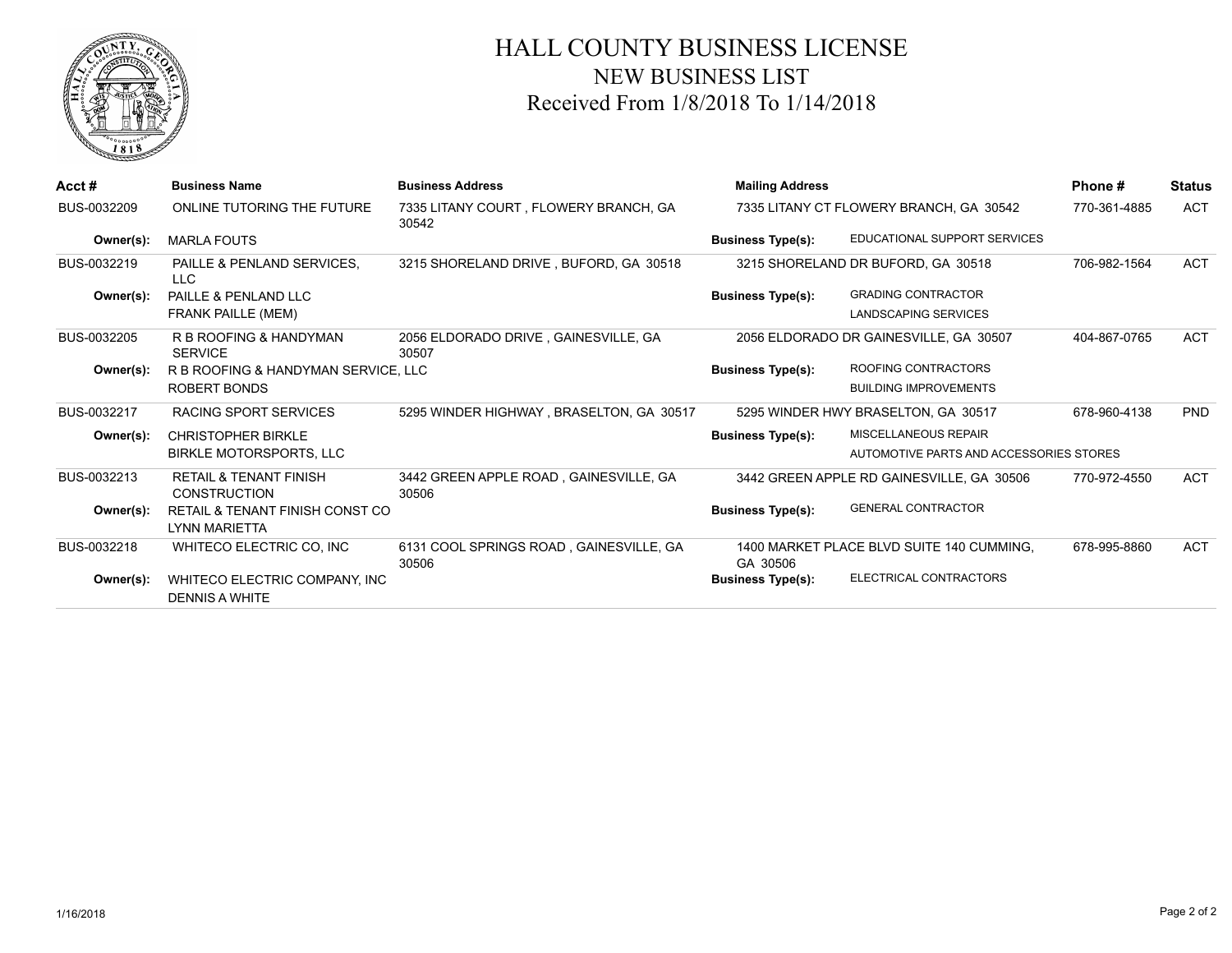# HALL COUNTY BUSINESS LICENSE
## NEW BUSINESS LIST
## Received From 1/8/2018 To 1/14/2018

| Acct # | Business Name | Business Address | Mailing Address | | Phone # | Status |
|---|---|---|---|---|---|---|
| BUS-0032209 | ONLINE TUTORING THE FUTURE | 7335 LITANY COURT , FLOWERY BRANCH, GA 30542 | 7335 LITANY CT FLOWERY BRANCH, GA 30542 | | 770-361-4885 | ACT |
| **Owner(s):** | MARLA FOUTS | | **Business Type(s):** | EDUCATIONAL SUPPORT SERVICES | | |
| BUS-0032219 | PAILLE & PENLAND SERVICES, LLC | 3215 SHORELAND DRIVE , BUFORD, GA 30518 | 3215 SHORELAND DR BUFORD, GA 30518 | | 706-982-1564 | ACT |
| **Owner(s):** | PAILLE & PENLAND LLC<br>FRANK PAILLE (MEM) | | **Business Type(s):** | GRADING CONTRACTOR<br>LANDSCAPING SERVICES | | |
| BUS-0032205 | R B ROOFING & HANDYMAN SERVICE | 2056 ELDORADO DRIVE , GAINESVILLE, GA 30507 | 2056 ELDORADO DR GAINESVILLE, GA 30507 | | 404-867-0765 | ACT |
| **Owner(s):** | R B ROOFING & HANDYMAN SERVICE, LLC<br>ROBERT BONDS | | **Business Type(s):** | ROOFING CONTRACTORS<br>BUILDING IMPROVEMENTS | | |
| BUS-0032217 | RACING SPORT SERVICES | 5295 WINDER HIGHWAY , BRASELTON, GA 30517 | 5295 WINDER HWY BRASELTON, GA 30517 | | 678-960-4138 | PND |
| **Owner(s):** | CHRISTOPHER BIRKLE<br>BIRKLE MOTORSPORTS, LLC | | **Business Type(s):** | MISCELLANEOUS REPAIR<br>AUTOMOTIVE PARTS AND ACCESSORIES STORES | | |
| BUS-0032213 | RETAIL & TENANT FINISH CONSTRUCTION | 3442 GREEN APPLE ROAD , GAINESVILLE, GA 30506 | 3442 GREEN APPLE RD GAINESVILLE, GA 30506 | | 770-972-4550 | ACT |
| **Owner(s):** | RETAIL & TENANT FINISH CONST CO<br>LYNN MARIETTA | | **Business Type(s):** | GENERAL CONTRACTOR | | |
| BUS-0032218 | WHITECO ELECTRIC CO, INC | 6131 COOL SPRINGS ROAD , GAINESVILLE, GA 30506 | 1400 MARKET PLACE BLVD SUITE 140 CUMMING, GA 30506 | | 678-995-8860 | ACT |
| **Owner(s):** | WHITECO ELECTRIC COMPANY, INC<br>DENNIS A WHITE | | **Business Type(s):** | ELECTRICAL CONTRACTORS | | |

1/16/2018